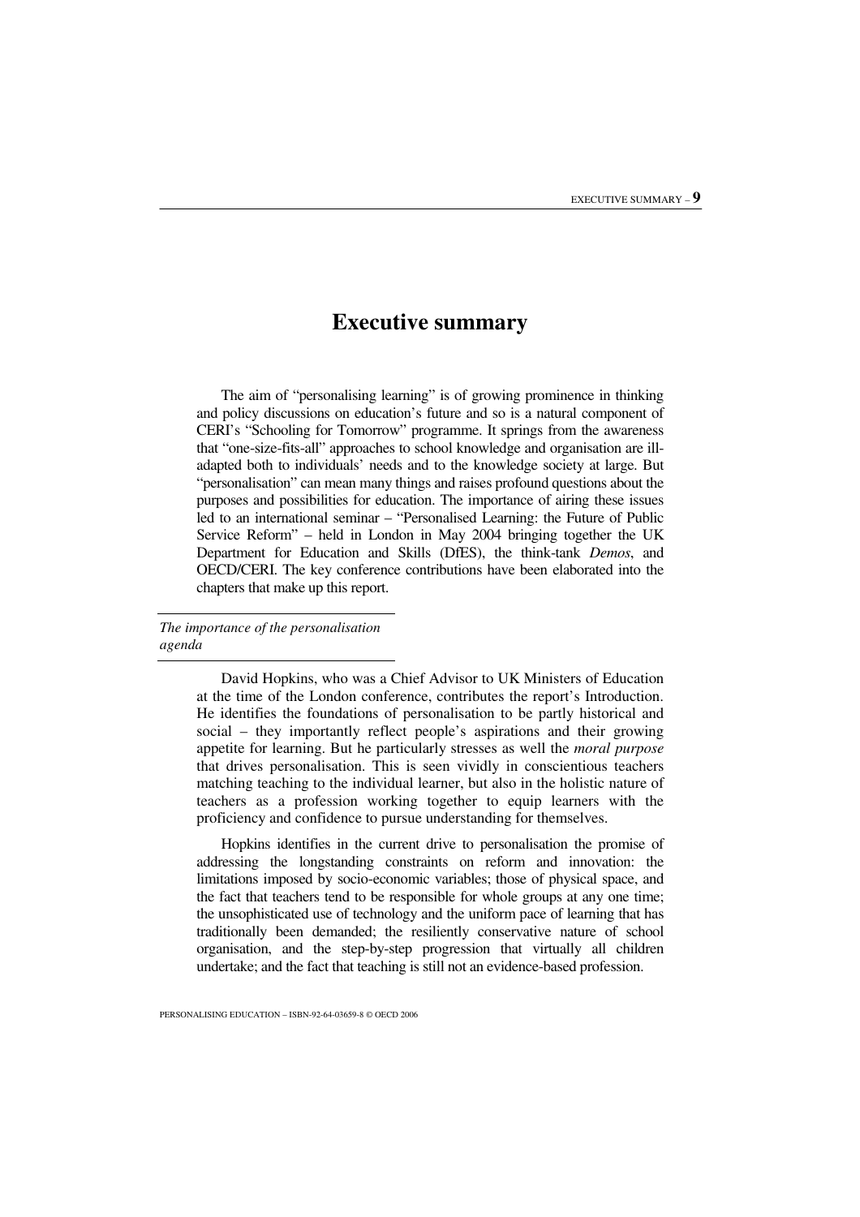# Executive summary

The aim of "personalising learning" is of growing prominence in thinking and policy discussions on education's future and so is a natural component of CERI's "Schooling for Tomorrow" programme. It springs from the awareness that "one-size-fits-all" approaches to school knowledge and organisation are ill-adapted both to individuals' needs and to the knowledge society at large. But "personalisation" can mean many things and raises profound questions about the purposes and possibilities for education. The importance of airing these issues led to an international seminar – "Personalised Learning: the Future of Public Service Reform" – held in London in May 2004 bringing together the UK Department for Education and Skills (DfES), the think-tank *Demos*, and OECD/CERI. The key conference contributions have been elaborated into the chapters that make up this report.

*The importance of the personalisation agenda*

David Hopkins, who was a Chief Advisor to UK Ministers of Education at the time of the London conference, contributes the report's Introduction. He identifies the foundations of personalisation to be partly historical and social – they importantly reflect people's aspirations and their growing appetite for learning. But he particularly stresses as well the *moral purpose* that drives personalisation. This is seen vividly in conscientious teachers matching teaching to the individual learner, but also in the holistic nature of teachers as a profession working together to equip learners with the proficiency and confidence to pursue understanding for themselves.

Hopkins identifies in the current drive to personalisation the promise of addressing the longstanding constraints on reform and innovation: the limitations imposed by socio-economic variables; those of physical space, and the fact that teachers tend to be responsible for whole groups at any one time; the unsophisticated use of technology and the uniform pace of learning that has traditionally been demanded; the resiliently conservative nature of school organisation, and the step-by-step progression that virtually all children undertake; and the fact that teaching is still not an evidence-based profession.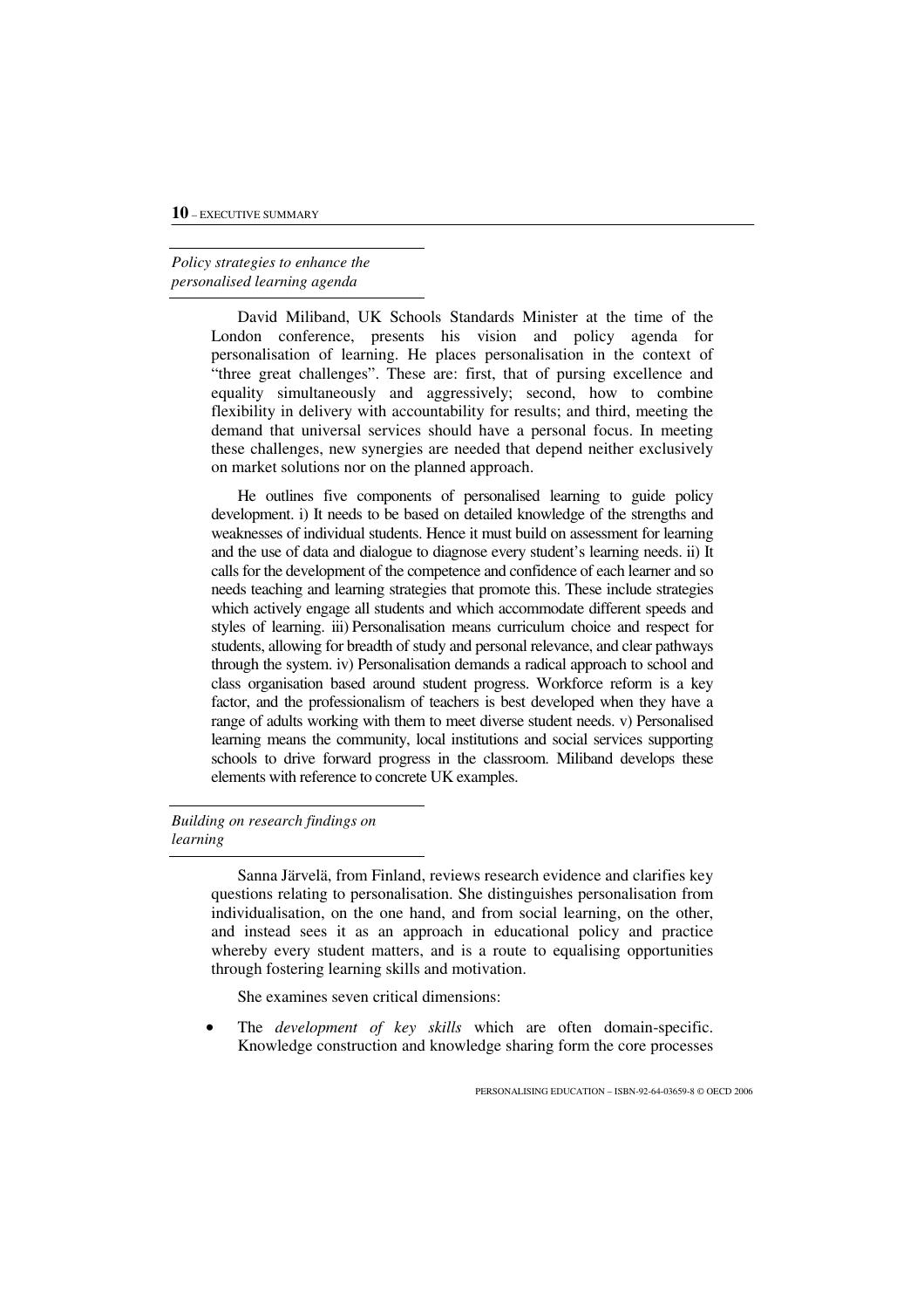*Policy strategies to enhance the personalised learning agenda*

David Miliband, UK Schools Standards Minister at the time of the London conference, presents his vision and policy agenda for personalisation of learning. He places personalisation in the context of "three great challenges". These are: first, that of pursing excellence and equality simultaneously and aggressively; second, how to combine flexibility in delivery with accountability for results; and third, meeting the demand that universal services should have a personal focus. In meeting these challenges, new synergies are needed that depend neither exclusively on market solutions nor on the planned approach.

He outlines five components of personalised learning to guide policy development. i) It needs to be based on detailed knowledge of the strengths and weaknesses of individual students. Hence it must build on assessment for learning and the use of data and dialogue to diagnose every student's learning needs. ii) It calls for the development of the competence and confidence of each learner and so needs teaching and learning strategies that promote this. These include strategies which actively engage all students and which accommodate different speeds and styles of learning. iii) Personalisation means curriculum choice and respect for students, allowing for breadth of study and personal relevance, and clear pathways through the system. iv) Personalisation demands a radical approach to school and class organisation based around student progress. Workforce reform is a key factor, and the professionalism of teachers is best developed when they have a range of adults working with them to meet diverse student needs. v) Personalised learning means the community, local institutions and social services supporting schools to drive forward progress in the classroom. Miliband develops these elements with reference to concrete UK examples.

*Building on research findings on learning*

Sanna Järvelä, from Finland, reviews research evidence and clarifies key questions relating to personalisation. She distinguishes personalisation from individualisation, on the one hand, and from social learning, on the other, and instead sees it as an approach in educational policy and practice whereby every student matters, and is a route to equalising opportunities through fostering learning skills and motivation.

She examines seven critical dimensions:

- The *development of key skills* which are often domain-specific. Knowledge construction and knowledge sharing form the core processes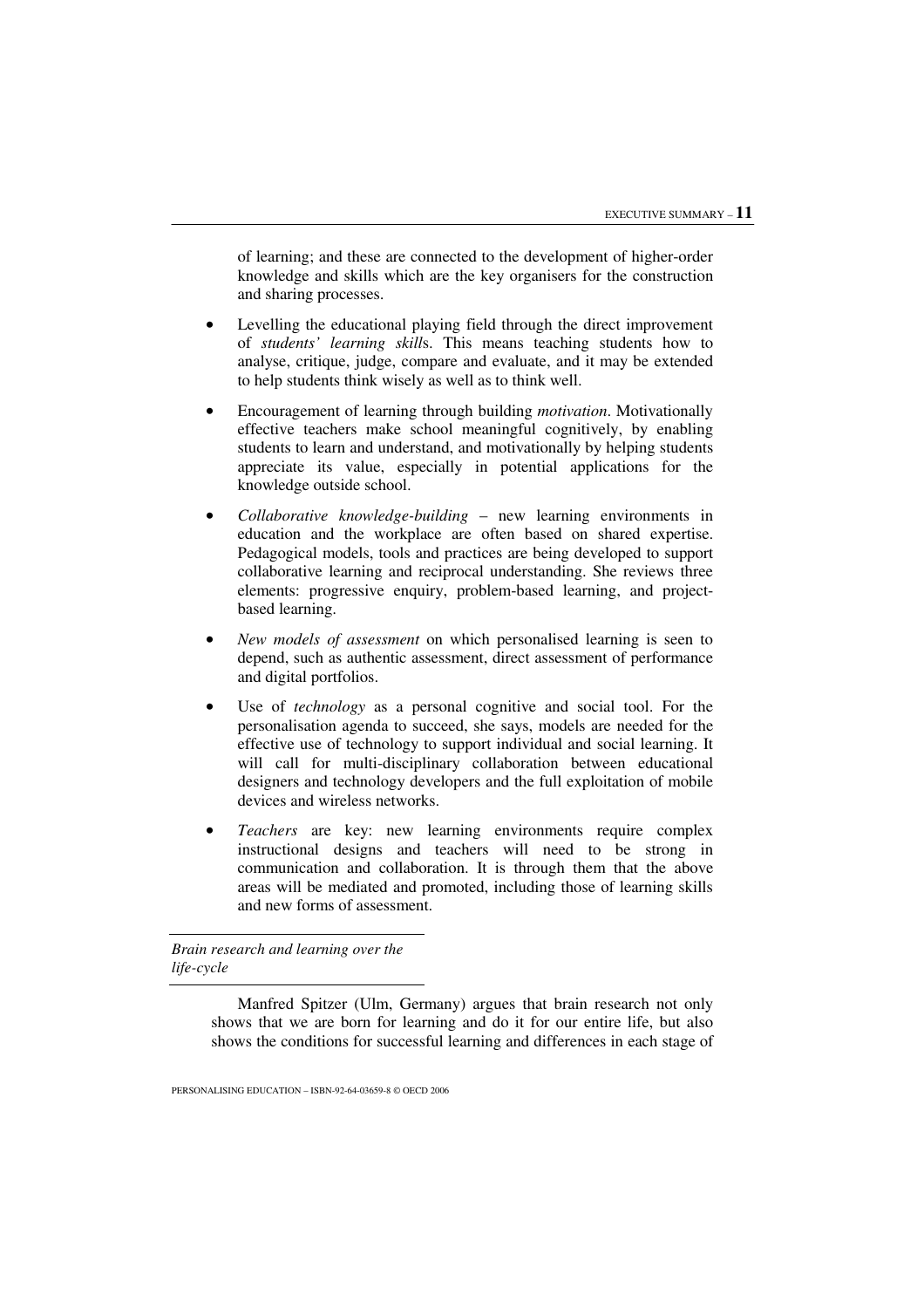of learning; and these are connected to the development of higher-order knowledge and skills which are the key organisers for the construction and sharing processes.

- Levelling the educational playing field through the direct improvement of *students' learning skill*s. This means teaching students how to analyse, critique, judge, compare and evaluate, and it may be extended to help students think wisely as well as to think well.

- Encouragement of learning through building *motivation*. Motivationally effective teachers make school meaningful cognitively, by enabling students to learn and understand, and motivationally by helping students appreciate its value, especially in potential applications for the knowledge outside school.

- *Collaborative knowledge-building* – new learning environments in education and the workplace are often based on shared expertise. Pedagogical models, tools and practices are being developed to support collaborative learning and reciprocal understanding. She reviews three elements: progressive enquiry, problem-based learning, and project-based learning.

- *New models of assessment* on which personalised learning is seen to depend, such as authentic assessment, direct assessment of performance and digital portfolios.

- Use of *technology* as a personal cognitive and social tool. For the personalisation agenda to succeed, she says, models are needed for the effective use of technology to support individual and social learning. It will call for multi-disciplinary collaboration between educational designers and technology developers and the full exploitation of mobile devices and wireless networks.

- *Teachers* are key: new learning environments require complex instructional designs and teachers will need to be strong in communication and collaboration. It is through them that the above areas will be mediated and promoted, including those of learning skills and new forms of assessment.

*Brain research and learning over the life-cycle*

Manfred Spitzer (Ulm, Germany) argues that brain research not only shows that we are born for learning and do it for our entire life, but also shows the conditions for successful learning and differences in each stage of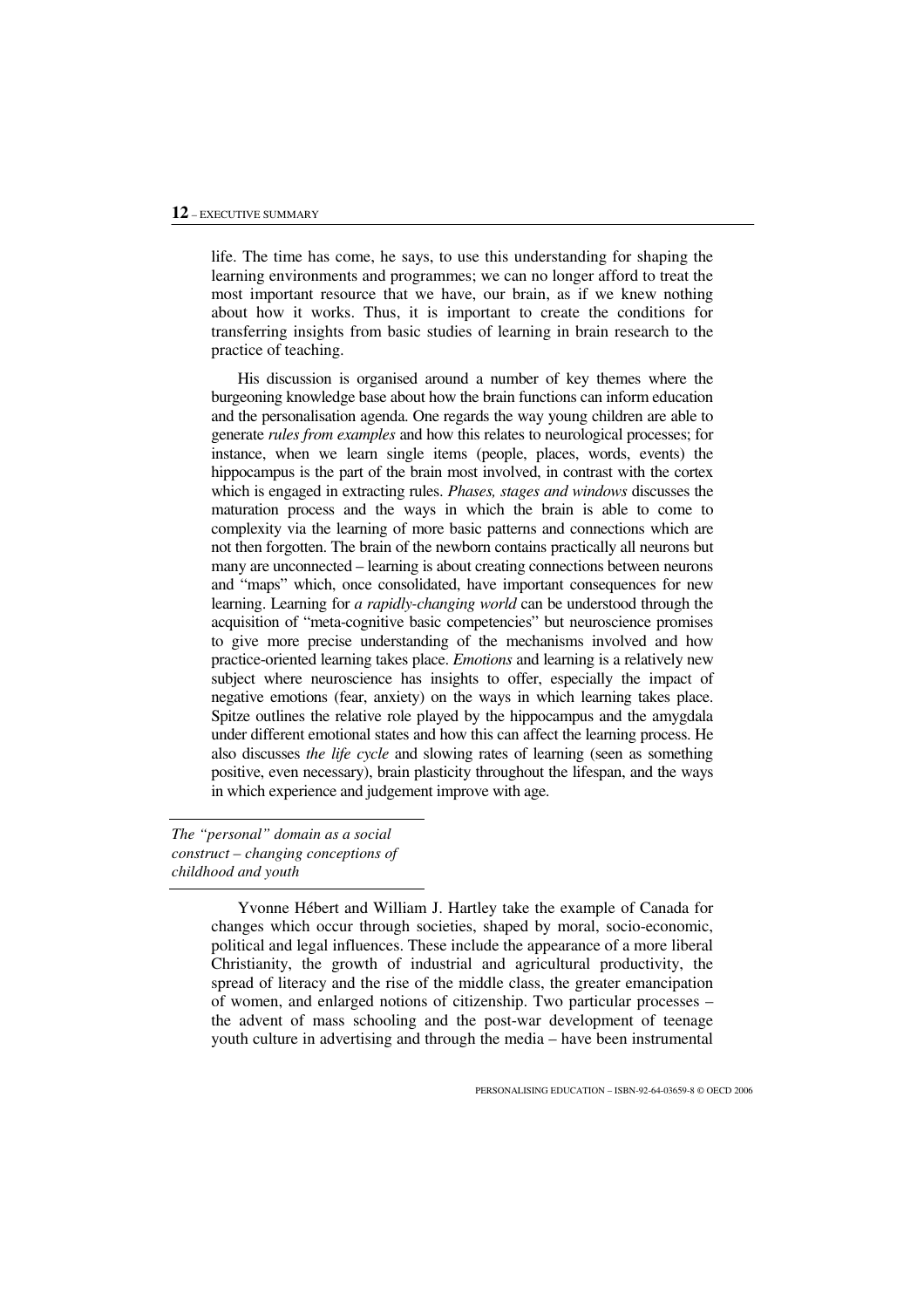life. The time has come, he says, to use this understanding for shaping the learning environments and programmes; we can no longer afford to treat the most important resource that we have, our brain, as if we knew nothing about how it works. Thus, it is important to create the conditions for transferring insights from basic studies of learning in brain research to the practice of teaching.

His discussion is organised around a number of key themes where the burgeoning knowledge base about how the brain functions can inform education and the personalisation agenda. One regards the way young children are able to generate *rules from examples* and how this relates to neurological processes; for instance, when we learn single items (people, places, words, events) the hippocampus is the part of the brain most involved, in contrast with the cortex which is engaged in extracting rules. *Phases, stages and windows* discusses the maturation process and the ways in which the brain is able to come to complexity via the learning of more basic patterns and connections which are not then forgotten. The brain of the newborn contains practically all neurons but many are unconnected – learning is about creating connections between neurons and "maps" which, once consolidated, have important consequences for new learning. Learning for *a rapidly-changing world* can be understood through the acquisition of "meta-cognitive basic competencies" but neuroscience promises to give more precise understanding of the mechanisms involved and how practice-oriented learning takes place. *Emotions* and learning is a relatively new subject where neuroscience has insights to offer, especially the impact of negative emotions (fear, anxiety) on the ways in which learning takes place. Spitze outlines the relative role played by the hippocampus and the amygdala under different emotional states and how this can affect the learning process. He also discusses *the life cycle* and slowing rates of learning (seen as something positive, even necessary), brain plasticity throughout the lifespan, and the ways in which experience and judgement improve with age.

*The "personal" domain as a social construct – changing conceptions of childhood and youth*

Yvonne Hébert and William J. Hartley take the example of Canada for changes which occur through societies, shaped by moral, socio-economic, political and legal influences. These include the appearance of a more liberal Christianity, the growth of industrial and agricultural productivity, the spread of literacy and the rise of the middle class, the greater emancipation of women, and enlarged notions of citizenship. Two particular processes – the advent of mass schooling and the post-war development of teenage youth culture in advertising and through the media – have been instrumental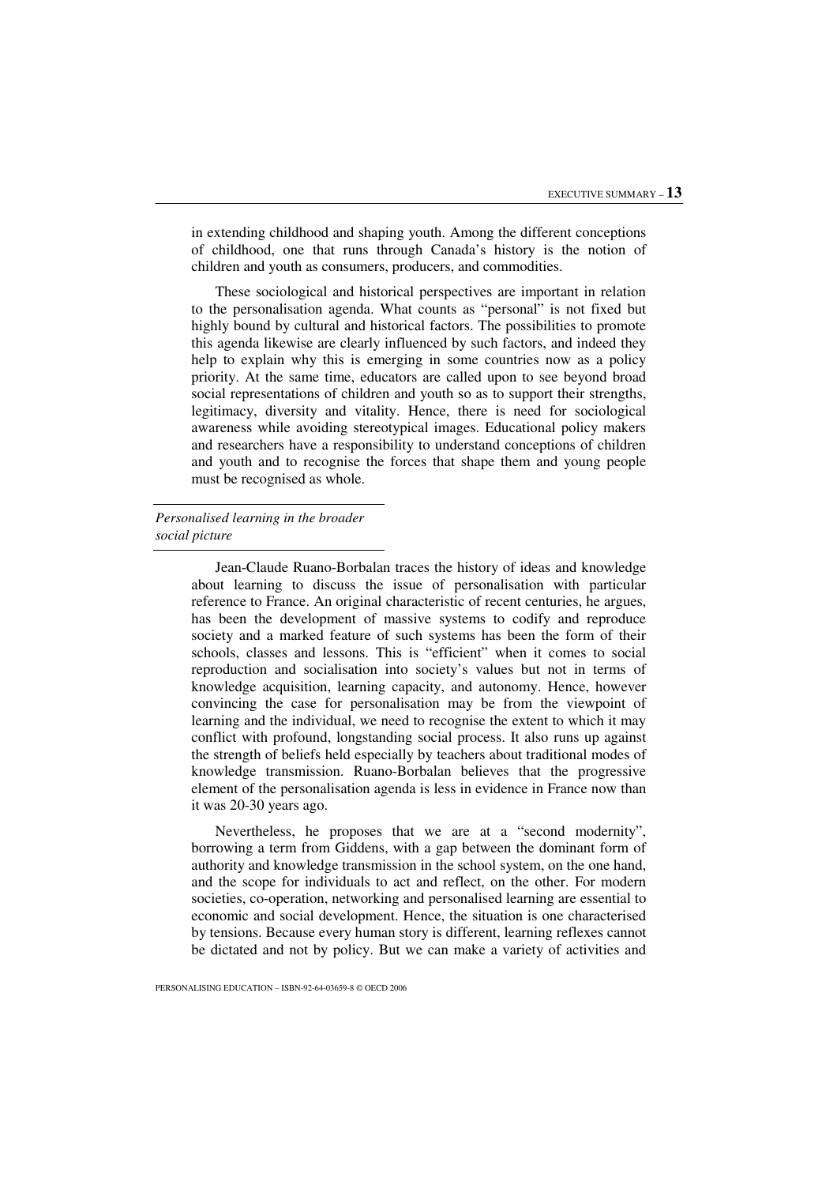in extending childhood and shaping youth. Among the different conceptions of childhood, one that runs through Canada's history is the notion of children and youth as consumers, producers, and commodities.

These sociological and historical perspectives are important in relation to the personalisation agenda. What counts as "personal" is not fixed but highly bound by cultural and historical factors. The possibilities to promote this agenda likewise are clearly influenced by such factors, and indeed they help to explain why this is emerging in some countries now as a policy priority. At the same time, educators are called upon to see beyond broad social representations of children and youth so as to support their strengths, legitimacy, diversity and vitality. Hence, there is need for sociological awareness while avoiding stereotypical images. Educational policy makers and researchers have a responsibility to understand conceptions of children and youth and to recognise the forces that shape them and young people must be recognised as whole.

*Personalised learning in the broader social picture*

Jean-Claude Ruano-Borbalan traces the history of ideas and knowledge about learning to discuss the issue of personalisation with particular reference to France. An original characteristic of recent centuries, he argues, has been the development of massive systems to codify and reproduce society and a marked feature of such systems has been the form of their schools, classes and lessons. This is "efficient" when it comes to social reproduction and socialisation into society's values but not in terms of knowledge acquisition, learning capacity, and autonomy. Hence, however convincing the case for personalisation may be from the viewpoint of learning and the individual, we need to recognise the extent to which it may conflict with profound, longstanding social process. It also runs up against the strength of beliefs held especially by teachers about traditional modes of knowledge transmission. Ruano-Borbalan believes that the progressive element of the personalisation agenda is less in evidence in France now than it was 20-30 years ago.

Nevertheless, he proposes that we are at a "second modernity", borrowing a term from Giddens, with a gap between the dominant form of authority and knowledge transmission in the school system, on the one hand, and the scope for individuals to act and reflect, on the other. For modern societies, co-operation, networking and personalised learning are essential to economic and social development. Hence, the situation is one characterised by tensions. Because every human story is different, learning reflexes cannot be dictated and not by policy. But we can make a variety of activities and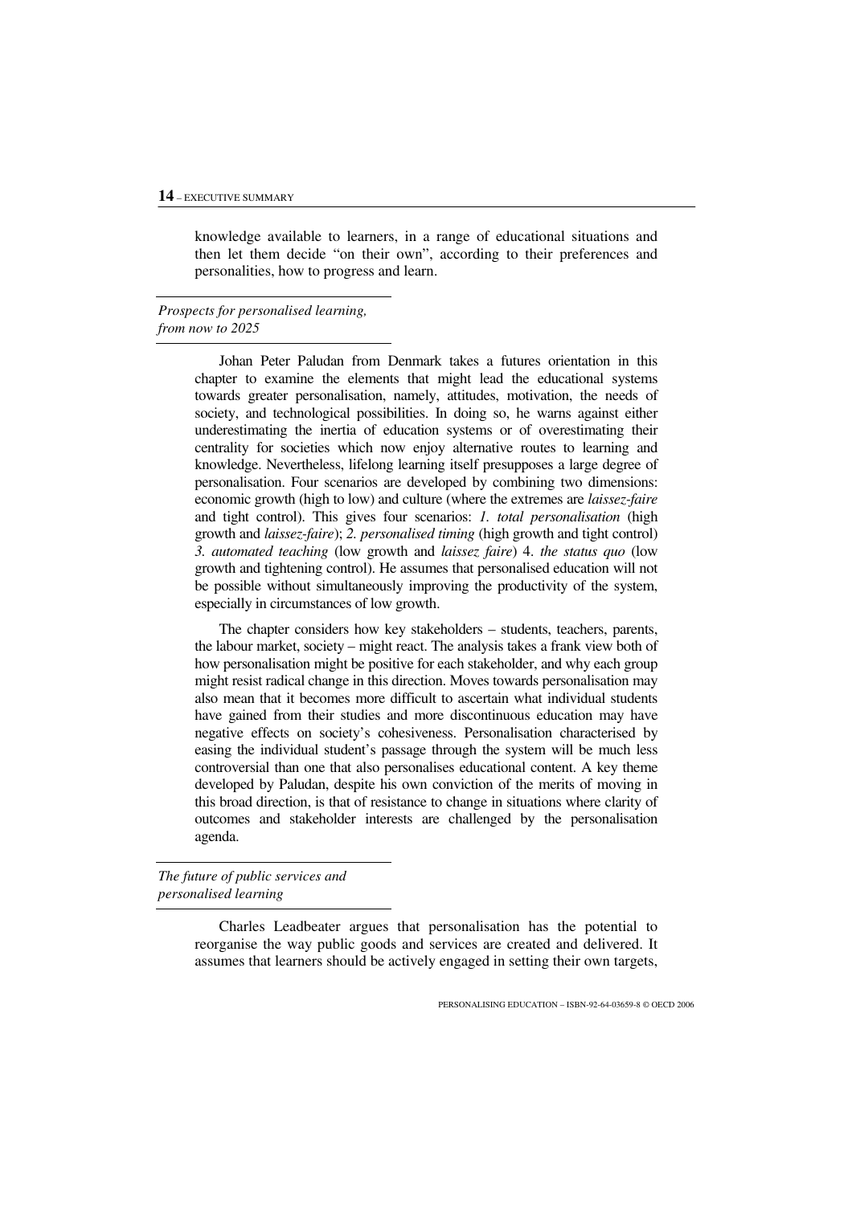knowledge available to learners, in a range of educational situations and then let them decide "on their own", according to their preferences and personalities, how to progress and learn.

*Prospects for personalised learning, from now to 2025*

Johan Peter Paludan from Denmark takes a futures orientation in this chapter to examine the elements that might lead the educational systems towards greater personalisation, namely, attitudes, motivation, the needs of society, and technological possibilities. In doing so, he warns against either underestimating the inertia of education systems or of overestimating their centrality for societies which now enjoy alternative routes to learning and knowledge. Nevertheless, lifelong learning itself presupposes a large degree of personalisation. Four scenarios are developed by combining two dimensions: economic growth (high to low) and culture (where the extremes are *laissez-faire* and tight control). This gives four scenarios: *1. total personalisation* (high growth and *laissez-faire*); *2. personalised timing* (high growth and tight control) *3. automated teaching* (low growth and *laissez faire*) 4. *the status quo* (low growth and tightening control). He assumes that personalised education will not be possible without simultaneously improving the productivity of the system, especially in circumstances of low growth.

The chapter considers how key stakeholders – students, teachers, parents, the labour market, society – might react. The analysis takes a frank view both of how personalisation might be positive for each stakeholder, and why each group might resist radical change in this direction. Moves towards personalisation may also mean that it becomes more difficult to ascertain what individual students have gained from their studies and more discontinuous education may have negative effects on society's cohesiveness. Personalisation characterised by easing the individual student's passage through the system will be much less controversial than one that also personalises educational content. A key theme developed by Paludan, despite his own conviction of the merits of moving in this broad direction, is that of resistance to change in situations where clarity of outcomes and stakeholder interests are challenged by the personalisation agenda.

*The future of public services and personalised learning*

Charles Leadbeater argues that personalisation has the potential to reorganise the way public goods and services are created and delivered. It assumes that learners should be actively engaged in setting their own targets,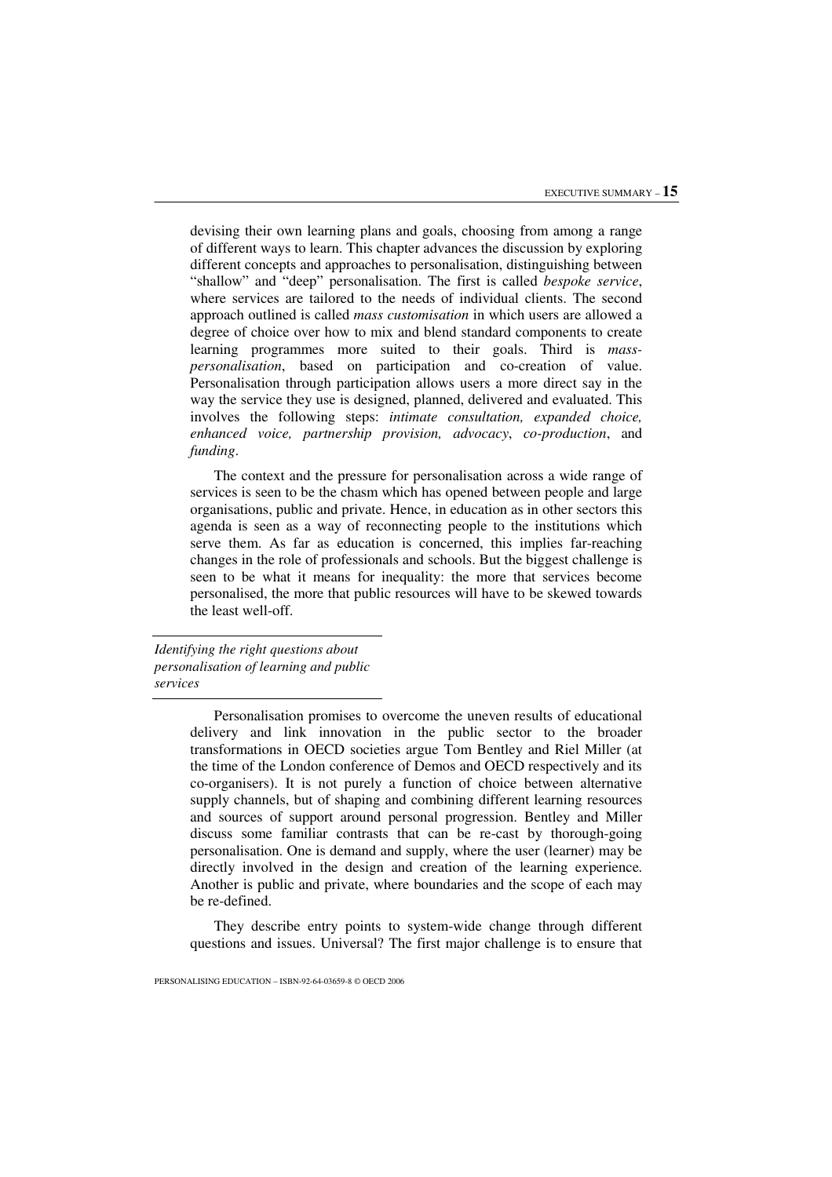devising their own learning plans and goals, choosing from among a range of different ways to learn. This chapter advances the discussion by exploring different concepts and approaches to personalisation, distinguishing between "shallow" and "deep" personalisation. The first is called *bespoke service*, where services are tailored to the needs of individual clients. The second approach outlined is called *mass customisation* in which users are allowed a degree of choice over how to mix and blend standard components to create learning programmes more suited to their goals. Third is *mass-personalisation*, based on participation and co-creation of value. Personalisation through participation allows users a more direct say in the way the service they use is designed, planned, delivered and evaluated. This involves the following steps: *intimate consultation, expanded choice, enhanced voice, partnership provision, advocacy*, *co-production*, and *funding*.

The context and the pressure for personalisation across a wide range of services is seen to be the chasm which has opened between people and large organisations, public and private. Hence, in education as in other sectors this agenda is seen as a way of reconnecting people to the institutions which serve them. As far as education is concerned, this implies far-reaching changes in the role of professionals and schools. But the biggest challenge is seen to be what it means for inequality: the more that services become personalised, the more that public resources will have to be skewed towards the least well-off.

### *Identifying the right questions about personalisation of learning and public services*

Personalisation promises to overcome the uneven results of educational delivery and link innovation in the public sector to the broader transformations in OECD societies argue Tom Bentley and Riel Miller (at the time of the London conference of Demos and OECD respectively and its co-organisers). It is not purely a function of choice between alternative supply channels, but of shaping and combining different learning resources and sources of support around personal progression. Bentley and Miller discuss some familiar contrasts that can be re-cast by thorough-going personalisation. One is demand and supply, where the user (learner) may be directly involved in the design and creation of the learning experience. Another is public and private, where boundaries and the scope of each may be re-defined.

They describe entry points to system-wide change through different questions and issues. Universal? The first major challenge is to ensure that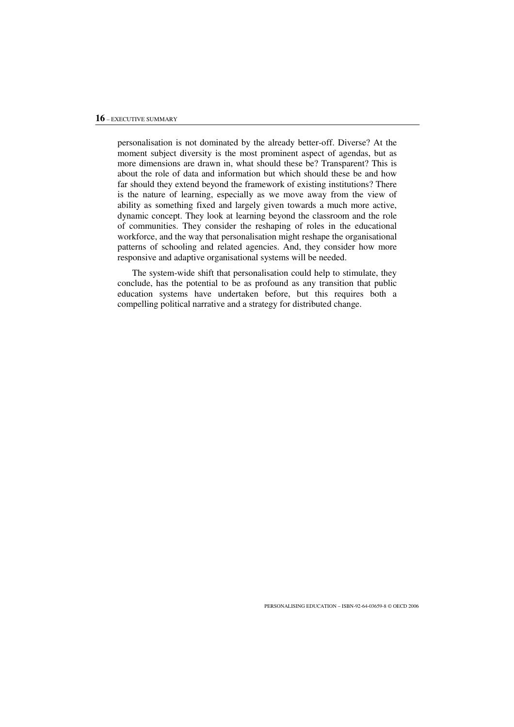personalisation is not dominated by the already better-off. Diverse? At the moment subject diversity is the most prominent aspect of agendas, but as more dimensions are drawn in, what should these be? Transparent? This is about the role of data and information but which should these be and how far should they extend beyond the framework of existing institutions? There is the nature of learning, especially as we move away from the view of ability as something fixed and largely given towards a much more active, dynamic concept. They look at learning beyond the classroom and the role of communities. They consider the reshaping of roles in the educational workforce, and the way that personalisation might reshape the organisational patterns of schooling and related agencies. And, they consider how more responsive and adaptive organisational systems will be needed.

The system-wide shift that personalisation could help to stimulate, they conclude, has the potential to be as profound as any transition that public education systems have undertaken before, but this requires both a compelling political narrative and a strategy for distributed change.